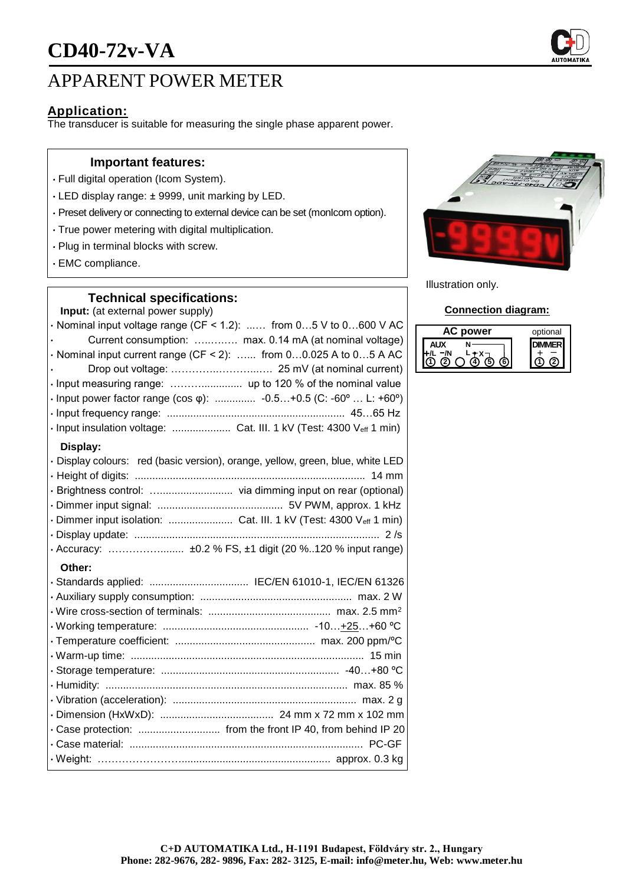# CD40-72v-VA

## APPARENT POWER METER

### Application:

The transducer is suitable for measuring the single phase apparent power.

### Important features:

- Full digital operation (Icom System).
- LED display range: ± 9999, unit marking by LED.
- Preset delivery or connecting to external device can be set (monIcom option).
- True power metering with digital multiplication.
- Plug in terminal blocks with screw.
- EMC compliance.

Illustration only.

### Technical specifications:

**Input:** (at external power supply)

- Nominal input voltage range (CF < 1.2): ...... from 0…5 V to 0…600 V AC
- Current consumption: ………… max. 0.14 mA (at nominal voltage)
- Nominal input current range (CF < 2): ...... from 0…0.025 A to 0…5 A AC
- Drop out voltage: ……………………… 25 mV (at nominal current)
- Input measuring range: ……….............. up to 120 % of the nominal value
- Input power factor range (cos φ): ............. -0.5…+0.5 (C: -60º … L: +60º)
- Input frequency range: ........................................................... 45…65 Hz
- Input insulation voltage: .................... Cat. III. 1 kV (Test: 4300 $V_{eff}$ 1 min)

**Display:**

- Display colours: red (basic version), orange, yellow, green, blue, white LED
- Height of digits: ................................................................................ 14 mm
- Brightness control: ............................ via dimming input on rear (optional)
- Dimmer input signal: ........................................... 5V PWM, approx. 1 kHz
- Dimmer input isolation: ...................... Cat. III. 1 kV (Test: 4300 $V_{eff}$ 1 min)
- Display update: .................................................................................... 2 /s
- Accuracy: ……………......... ±0.2 % FS, ±1 digit (20 %..120 % input range)

**Other:**

- Standards applied: .................................. IEC/EN 61010-1, IEC/EN 61326
- Auxiliary supply consumption: .................................................... max. 2 W
- Wire cross-section of terminals: .......................................... max. 2.5 mm²
- Working temperature: .................................................. -10…+25…+60 ºC
- Temperature coefficient: ................................................ max. 200 ppm/ºC
- Warm-up time: ................................................................................ 15 min
- Storage temperature: ............................................................. -40…+80 ºC
- Humidity: .................................................................................. max. 85 %
- Vibration (acceleration): ............................................................... max. 2 g
- Dimension (HxWxD): ....................................... 24 mm x 72 mm x 102 mm
- Case protection: ............................ from the front IP 40, from behind IP 20
- Case material: ............................................................................... PC-GF
- Weight: ………………………................................................. approx. 0.3 kg

### Connection diagram:

AC power — AUX: +/L (1), −/N (2); N (4), L (5), X (6)

optional — DIMMER: + (1), − (2)

C+D AUTOMATIKA Ltd., H-1191 Budapest, Földváry str. 2., Hungary
Phone: 282-9676, 282- 9896, Fax: 282- 3125, E-mail: info@meter.hu, Web: www.meter.hu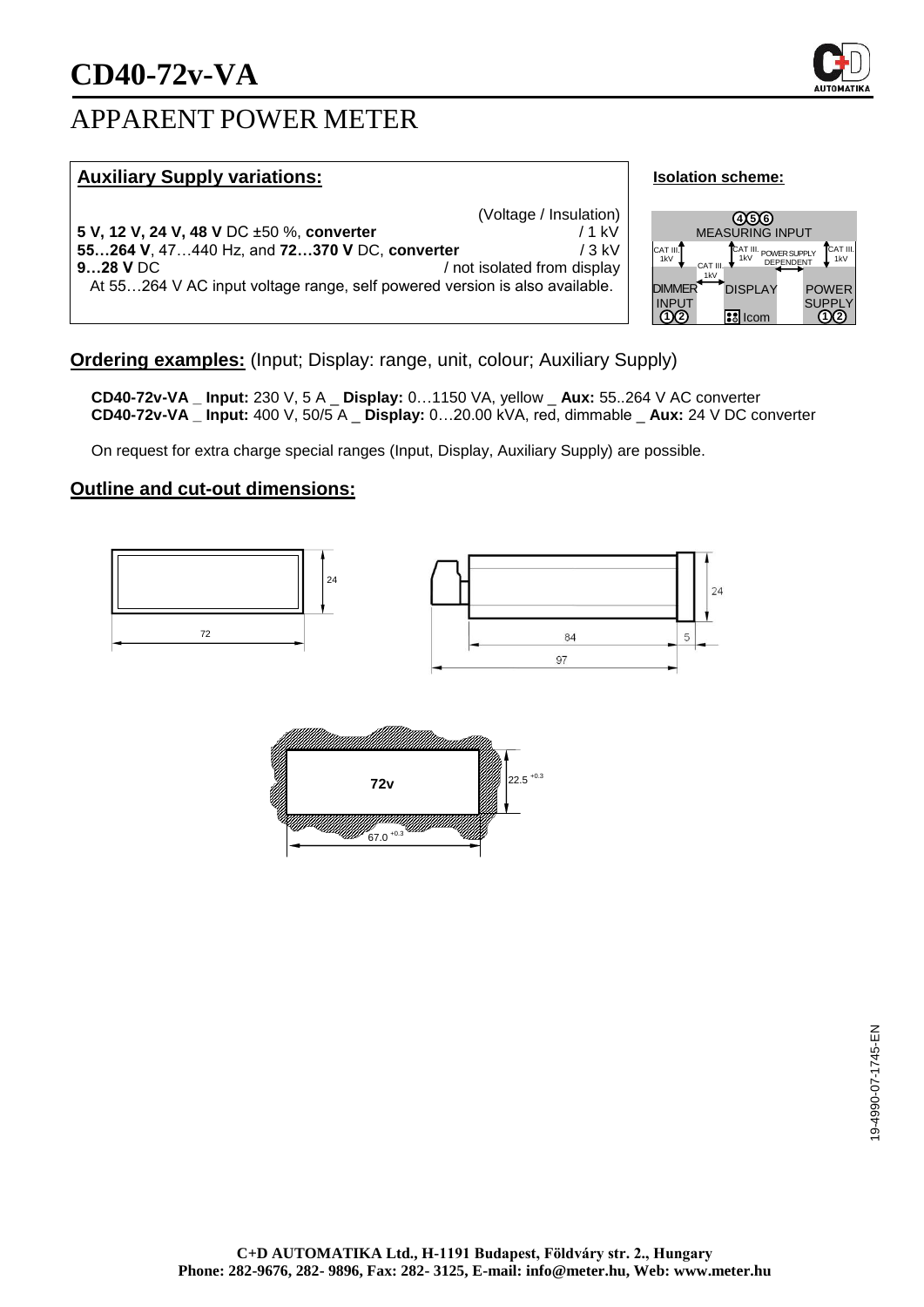# CD40-72v-VA

## APPARENT POWER METER

### Auxiliary Supply variations:

| | (Voltage / Insulation) |
|---|---|
| **5 V, 12 V, 24 V, 48 V** DC ±50 %, **converter** | / 1 kV |
| **55…264 V**, 47…440 Hz, and **72…370 V** DC, **converter** | / 3 kV |
| **9…28 V** DC | / not isolated from display |

At 55…264 V AC input voltage range, self powered version is also available.

### Isolation scheme:

④⑤⑥
MEASURING INPUT
CAT III. 1kV
CAT III. 1kV
POWER SUPPLY DEPENDENT
CAT III. 1kV
CAT III. 1kV
DIMMER INPUT ①②
DISPLAY
Icom
POWER SUPPLY ①②

### Ordering examples: (Input; Display: range, unit, colour; Auxiliary Supply)

**CD40-72v-VA _ Input:** 230 V, 5 A _ **Display:** 0…1150 VA, yellow _ **Aux:** 55..264 V AC converter
**CD40-72v-VA _ Input:** 400 V, 50/5 A _ **Display:** 0…20.00 kVA, red, dimmable _ **Aux:** 24 V DC converter

On request for extra charge special ranges (Input, Display, Auxiliary Supply) are possible.

### Outline and cut-out dimensions:

24
72
24
84
5
97

72v
22.5 $^{+0.3}$
67.0 $^{+0.3}$

19-4990-07-1745-EN

**C+D AUTOMATIKA Ltd., H-1191 Budapest, Földváry str. 2., Hungary**
**Phone: 282-9676, 282- 9896, Fax: 282- 3125, E-mail: info@meter.hu, Web: www.meter.hu**